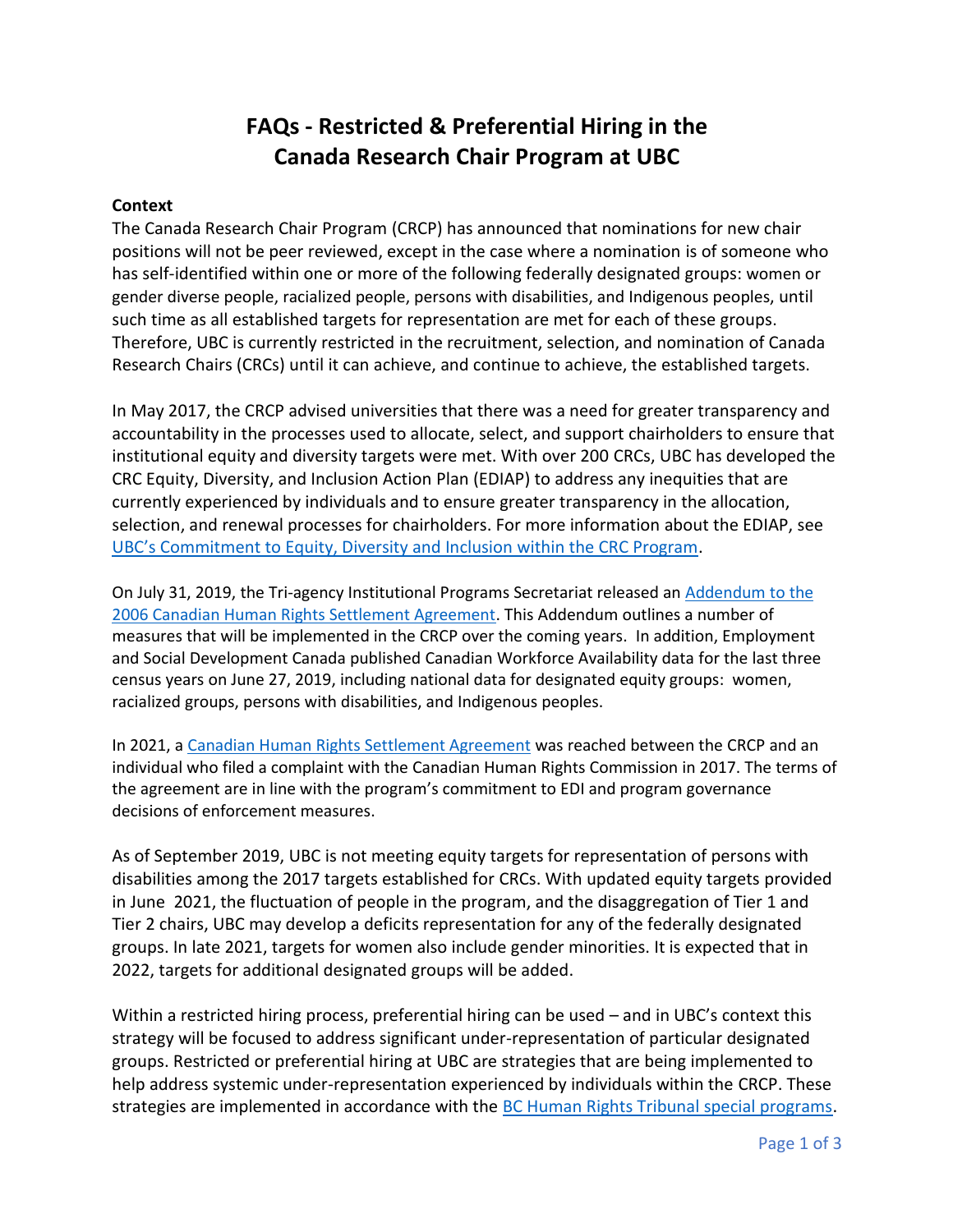# FAQs - Restricted & Preferential Hiring in the Canada Research Chair Program at UBC

**Context**

The Canada Research Chair Program (CRCP) has announced that nominations for new chair positions will not be peer reviewed, except in the case where a nomination is of someone who has self-identified within one or more of the following federally designated groups: women or gender diverse people, racialized people, persons with disabilities, and Indigenous peoples, until such time as all established targets for representation are met for each of these groups. Therefore, UBC is currently restricted in the recruitment, selection, and nomination of Canada Research Chairs (CRCs) until it can achieve, and continue to achieve, the established targets.

In May 2017, the CRCP advised universities that there was a need for greater transparency and accountability in the processes used to allocate, select, and support chairholders to ensure that institutional equity and diversity targets were met. With over 200 CRCs, UBC has developed the CRC Equity, Diversity, and Inclusion Action Plan (EDIAP) to address any inequities that are currently experienced by individuals and to ensure greater transparency in the allocation, selection, and renewal processes for chairholders. For more information about the EDIAP, see [UBC's Commitment to Equity, Diversity and Inclusion within the CRC Program](#).

On July 31, 2019, the Tri-agency Institutional Programs Secretariat released an [Addendum to the 2006 Canadian Human Rights Settlement Agreement](#). This Addendum outlines a number of measures that will be implemented in the CRCP over the coming years. In addition, Employment and Social Development Canada published Canadian Workforce Availability data for the last three census years on June 27, 2019, including national data for designated equity groups: women, racialized groups, persons with disabilities, and Indigenous peoples.

In 2021, a [Canadian Human Rights Settlement Agreement](#) was reached between the CRCP and an individual who filed a complaint with the Canadian Human Rights Commission in 2017. The terms of the agreement are in line with the program's commitment to EDI and program governance decisions of enforcement measures.

As of September 2019, UBC is not meeting equity targets for representation of persons with disabilities among the 2017 targets established for CRCs. With updated equity targets provided in June 2021, the fluctuation of people in the program, and the disaggregation of Tier 1 and Tier 2 chairs, UBC may develop a deficits representation for any of the federally designated groups. In late 2021, targets for women also include gender minorities. It is expected that in 2022, targets for additional designated groups will be added.

Within a restricted hiring process, preferential hiring can be used – and in UBC's context this strategy will be focused to address significant under-representation of particular designated groups. Restricted or preferential hiring at UBC are strategies that are being implemented to help address systemic under-representation experienced by individuals within the CRCP. These strategies are implemented in accordance with the [BC Human Rights Tribunal special programs](#).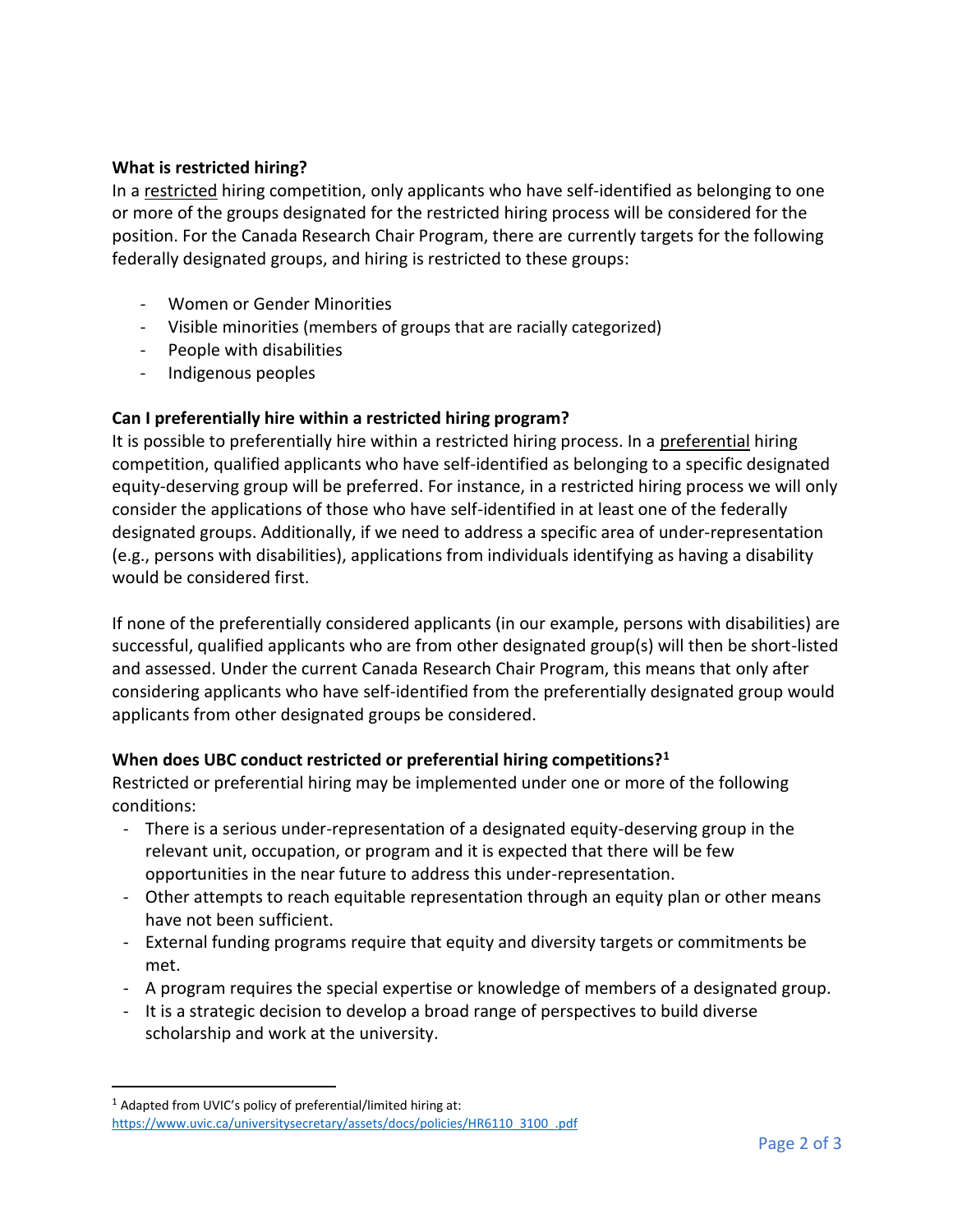### What is restricted hiring?

In a <u>restricted</u> hiring competition, only applicants who have self-identified as belonging to one or more of the groups designated for the restricted hiring process will be considered for the position. For the Canada Research Chair Program, there are currently targets for the following federally designated groups, and hiring is restricted to these groups:

- Women or Gender Minorities
- Visible minorities (members of groups that are racially categorized)
- People with disabilities
- Indigenous peoples

### Can I preferentially hire within a restricted hiring program?

It is possible to preferentially hire within a restricted hiring process. In a <u>preferential</u> hiring competition, qualified applicants who have self-identified as belonging to a specific designated equity-deserving group will be preferred. For instance, in a restricted hiring process we will only consider the applications of those who have self-identified in at least one of the federally designated groups. Additionally, if we need to address a specific area of under-representation (e.g., persons with disabilities), applications from individuals identifying as having a disability would be considered first.

If none of the preferentially considered applicants (in our example, persons with disabilities) are successful, qualified applicants who are from other designated group(s) will then be short-listed and assessed. Under the current Canada Research Chair Program, this means that only after considering applicants who have self-identified from the preferentially designated group would applicants from other designated groups be considered.

### When does UBC conduct restricted or preferential hiring competitions?[1]

Restricted or preferential hiring may be implemented under one or more of the following conditions:

- There is a serious under-representation of a designated equity-deserving group in the relevant unit, occupation, or program and it is expected that there will be few opportunities in the near future to address this under-representation.
- Other attempts to reach equitable representation through an equity plan or other means have not been sufficient.
- External funding programs require that equity and diversity targets or commitments be met.
- A program requires the special expertise or knowledge of members of a designated group.
- It is a strategic decision to develop a broad range of perspectives to build diverse scholarship and work at the university.

---

[1] Adapted from UVIC's policy of preferential/limited hiring at: https://www.uvic.ca/universitysecretary/assets/docs/policies/HR6110_3100_.pdf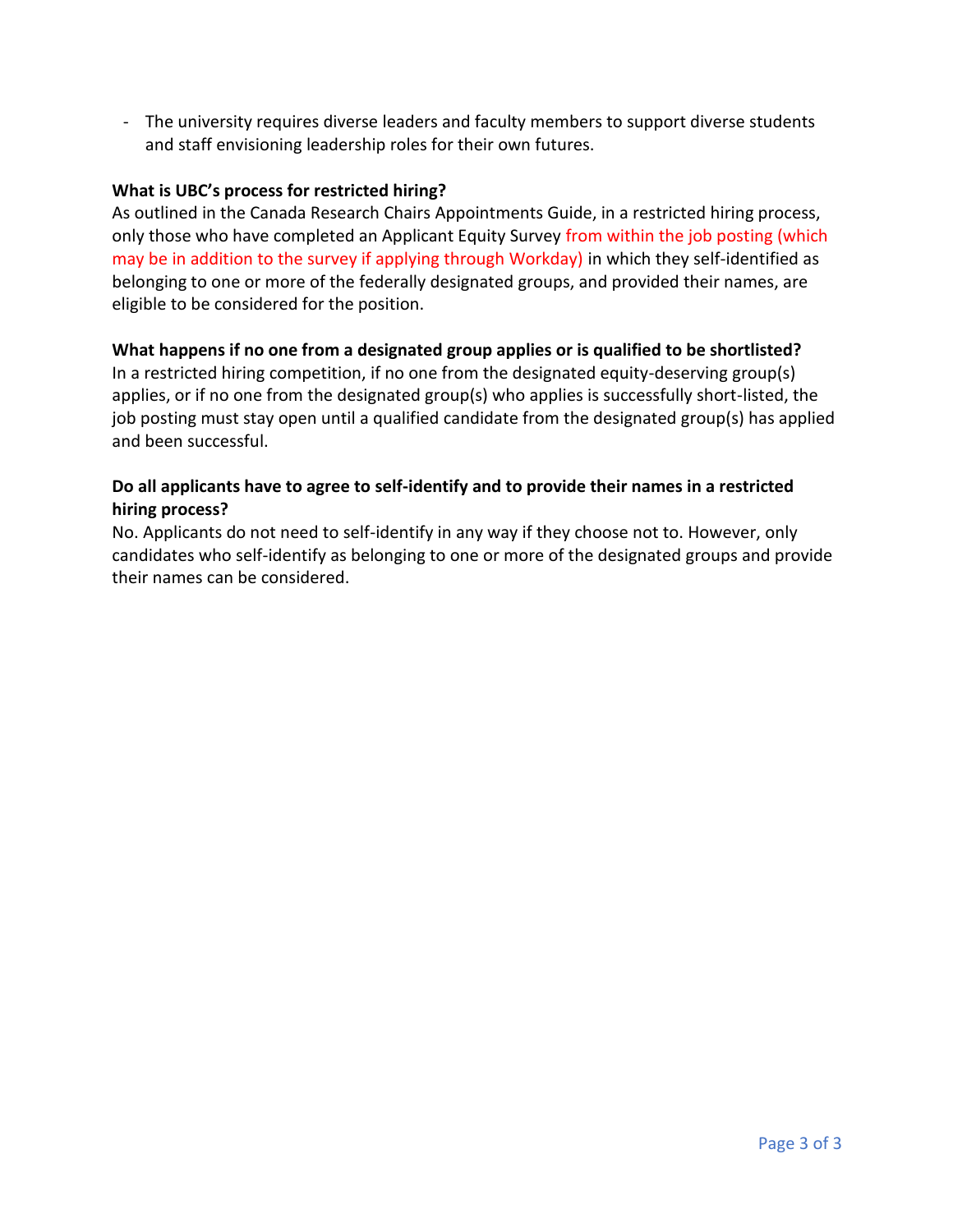- The university requires diverse leaders and faculty members to support diverse students and staff envisioning leadership roles for their own futures.

**What is UBC's process for restricted hiring?**

As outlined in the Canada Research Chairs Appointments Guide, in a restricted hiring process, only those who have completed an Applicant Equity Survey from within the job posting (which may be in addition to the survey if applying through Workday) in which they self-identified as belonging to one or more of the federally designated groups, and provided their names, are eligible to be considered for the position.

**What happens if no one from a designated group applies or is qualified to be shortlisted?**

In a restricted hiring competition, if no one from the designated equity-deserving group(s) applies, or if no one from the designated group(s) who applies is successfully short-listed, the job posting must stay open until a qualified candidate from the designated group(s) has applied and been successful.

**Do all applicants have to agree to self-identify and to provide their names in a restricted hiring process?**

No. Applicants do not need to self-identify in any way if they choose not to. However, only candidates who self-identify as belonging to one or more of the designated groups and provide their names can be considered.